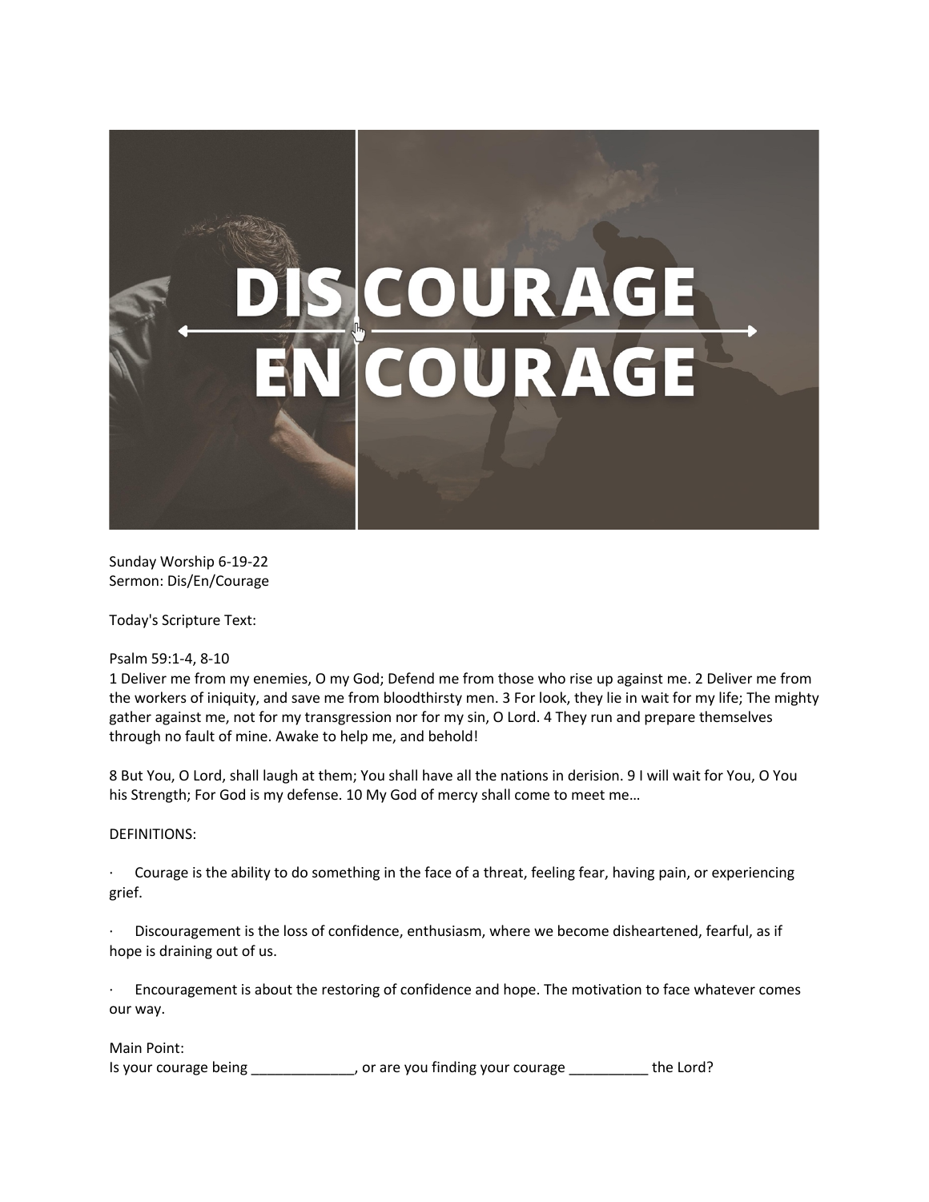Sunday Worship 6-19-22
Sermon: Dis/En/Courage

Today's Scripture Text:

Psalm 59:1-4, 8-10
1 Deliver me from my enemies, O my God; Defend me from those who rise up against me. 2 Deliver me from the workers of iniquity, and save me from bloodthirsty men. 3 For look, they lie in wait for my life; The mighty gather against me, not for my transgression nor for my sin, O Lord. 4 They run and prepare themselves through no fault of mine. Awake to help me, and behold!

8 But You, O Lord, shall laugh at them; You shall have all the nations in derision. 9 I will wait for You, O You his Strength; For God is my defense. 10 My God of mercy shall come to meet me…

DEFINITIONS:

· Courage is the ability to do something in the face of a threat, feeling fear, having pain, or experiencing grief.

· Discouragement is the loss of confidence, enthusiasm, where we become disheartened, fearful, as if hope is draining out of us.

· Encouragement is about the restoring of confidence and hope. The motivation to face whatever comes our way.

Main Point:
Is your courage being _____________, or are you finding your courage __________ the Lord?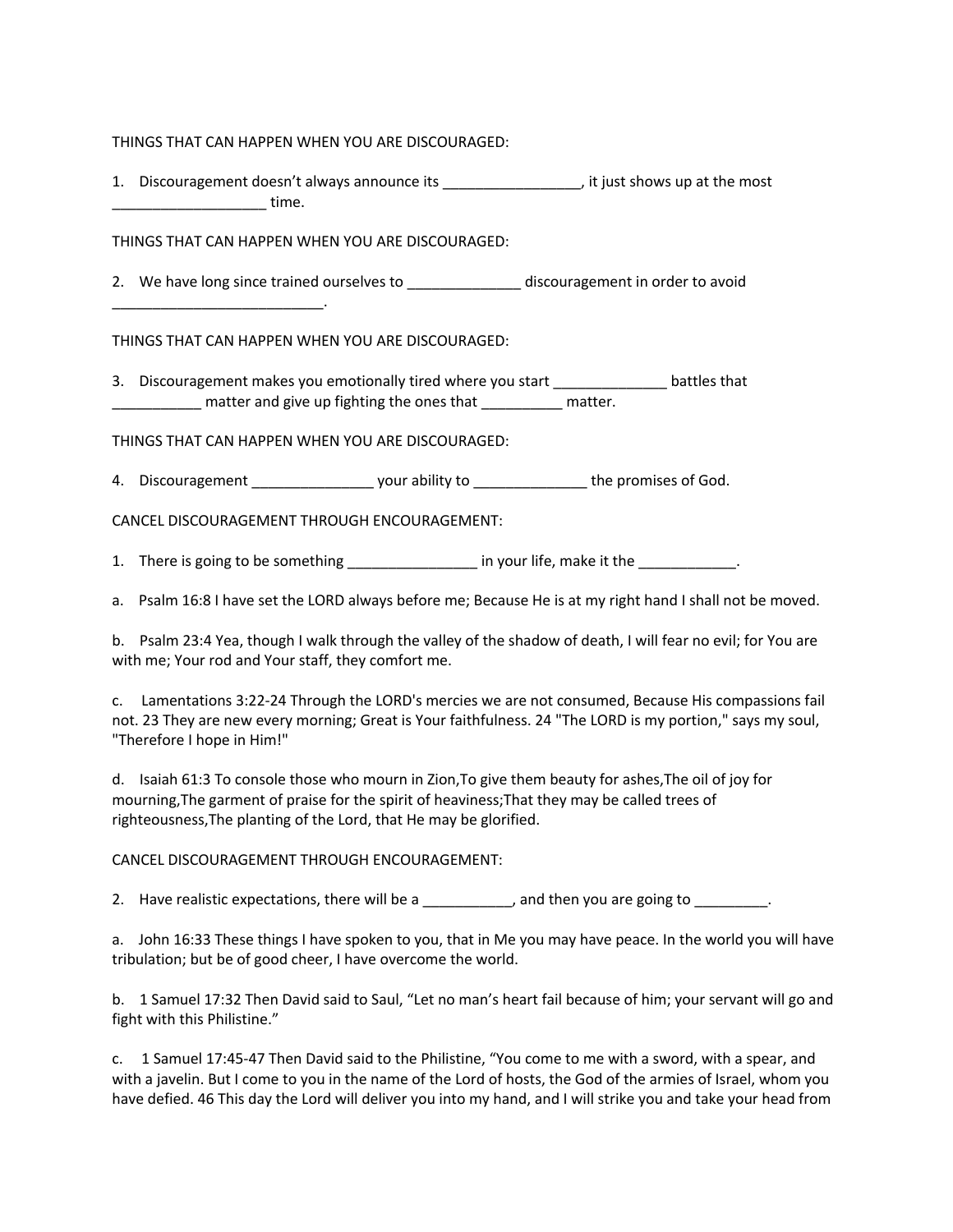THINGS THAT CAN HAPPEN WHEN YOU ARE DISCOURAGED:

1. Discouragement doesn't always announce its _________________, it just shows up at the most ___________________ time.

THINGS THAT CAN HAPPEN WHEN YOU ARE DISCOURAGED:

2. We have long since trained ourselves to ______________ discouragement in order to avoid __________________________.

THINGS THAT CAN HAPPEN WHEN YOU ARE DISCOURAGED:

3. Discouragement makes you emotionally tired where you start ______________ battles that ___________ matter and give up fighting the ones that __________ matter.

THINGS THAT CAN HAPPEN WHEN YOU ARE DISCOURAGED:

4. Discouragement _______________ your ability to ______________ the promises of God.

CANCEL DISCOURAGEMENT THROUGH ENCOURAGEMENT:

1. There is going to be something ________________ in your life, make it the ____________.

a. Psalm 16:8 I have set the LORD always before me; Because He is at my right hand I shall not be moved.

b. Psalm 23:4 Yea, though I walk through the valley of the shadow of death, I will fear no evil; for You are with me; Your rod and Your staff, they comfort me.

c. Lamentations 3:22-24 Through the LORD's mercies we are not consumed, Because His compassions fail not. 23 They are new every morning; Great is Your faithfulness. 24 "The LORD is my portion," says my soul, "Therefore I hope in Him!"

d. Isaiah 61:3 To console those who mourn in Zion,To give them beauty for ashes,The oil of joy for mourning,The garment of praise for the spirit of heaviness;That they may be called trees of righteousness,The planting of the Lord, that He may be glorified.

CANCEL DISCOURAGEMENT THROUGH ENCOURAGEMENT:

2. Have realistic expectations, there will be a ___________, and then you are going to _________.

a. John 16:33 These things I have spoken to you, that in Me you may have peace. In the world you will have tribulation; but be of good cheer, I have overcome the world.

b. 1 Samuel 17:32 Then David said to Saul, "Let no man's heart fail because of him; your servant will go and fight with this Philistine."

c. 1 Samuel 17:45-47 Then David said to the Philistine, "You come to me with a sword, with a spear, and with a javelin. But I come to you in the name of the Lord of hosts, the God of the armies of Israel, whom you have defied. 46 This day the Lord will deliver you into my hand, and I will strike you and take your head from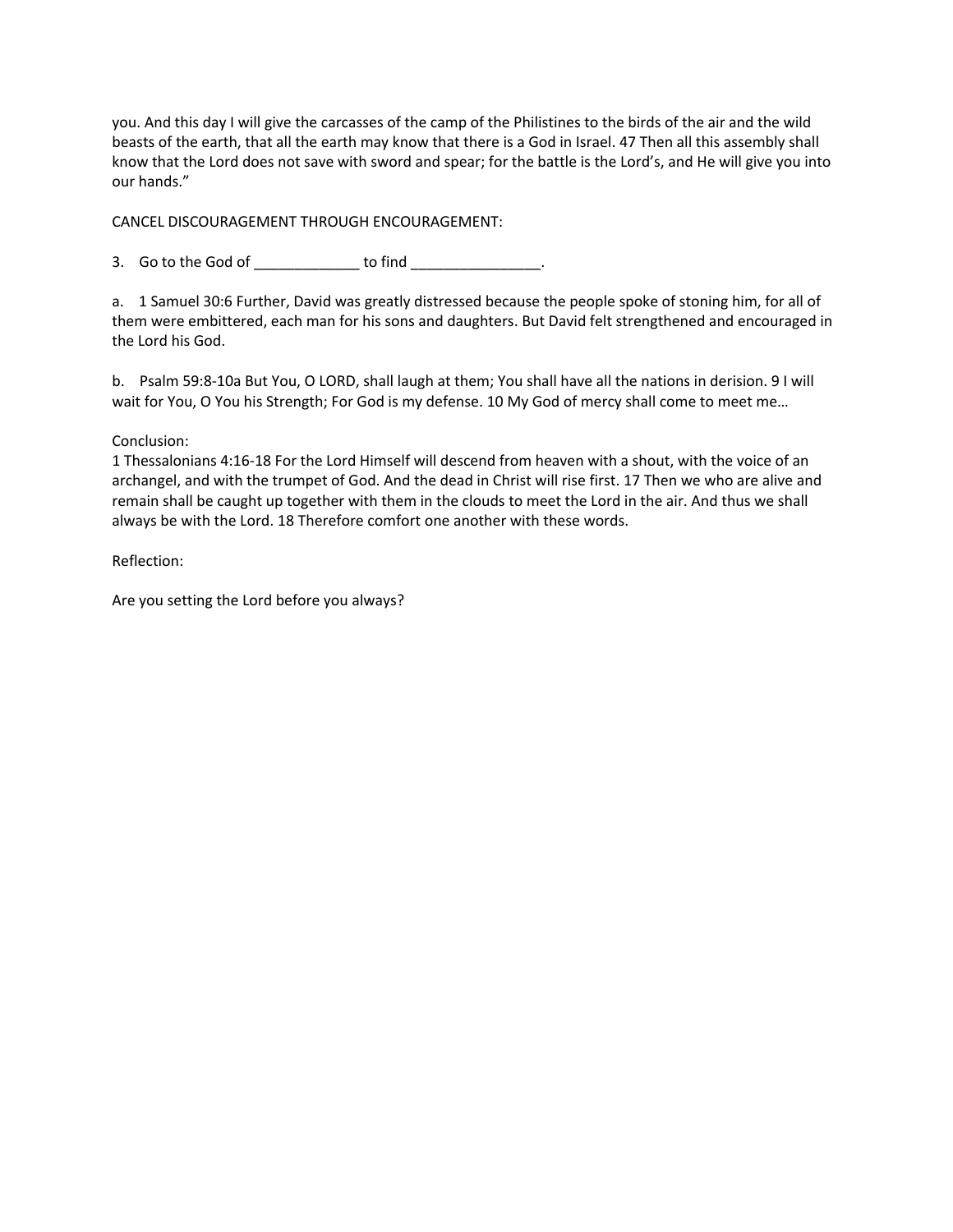you. And this day I will give the carcasses of the camp of the Philistines to the birds of the air and the wild beasts of the earth, that all the earth may know that there is a God in Israel. 47 Then all this assembly shall know that the Lord does not save with sword and spear; for the battle is the Lord's, and He will give you into our hands."

CANCEL DISCOURAGEMENT THROUGH ENCOURAGEMENT:

3. Go to the God of _____________ to find ________________.

a. 1 Samuel 30:6 Further, David was greatly distressed because the people spoke of stoning him, for all of them were embittered, each man for his sons and daughters. But David felt strengthened and encouraged in the Lord his God.

b. Psalm 59:8-10a But You, O LORD, shall laugh at them; You shall have all the nations in derision. 9 I will wait for You, O You his Strength; For God is my defense. 10 My God of mercy shall come to meet me…

Conclusion:
1 Thessalonians 4:16-18 For the Lord Himself will descend from heaven with a shout, with the voice of an archangel, and with the trumpet of God. And the dead in Christ will rise first. 17 Then we who are alive and remain shall be caught up together with them in the clouds to meet the Lord in the air. And thus we shall always be with the Lord. 18 Therefore comfort one another with these words.

Reflection:

Are you setting the Lord before you always?